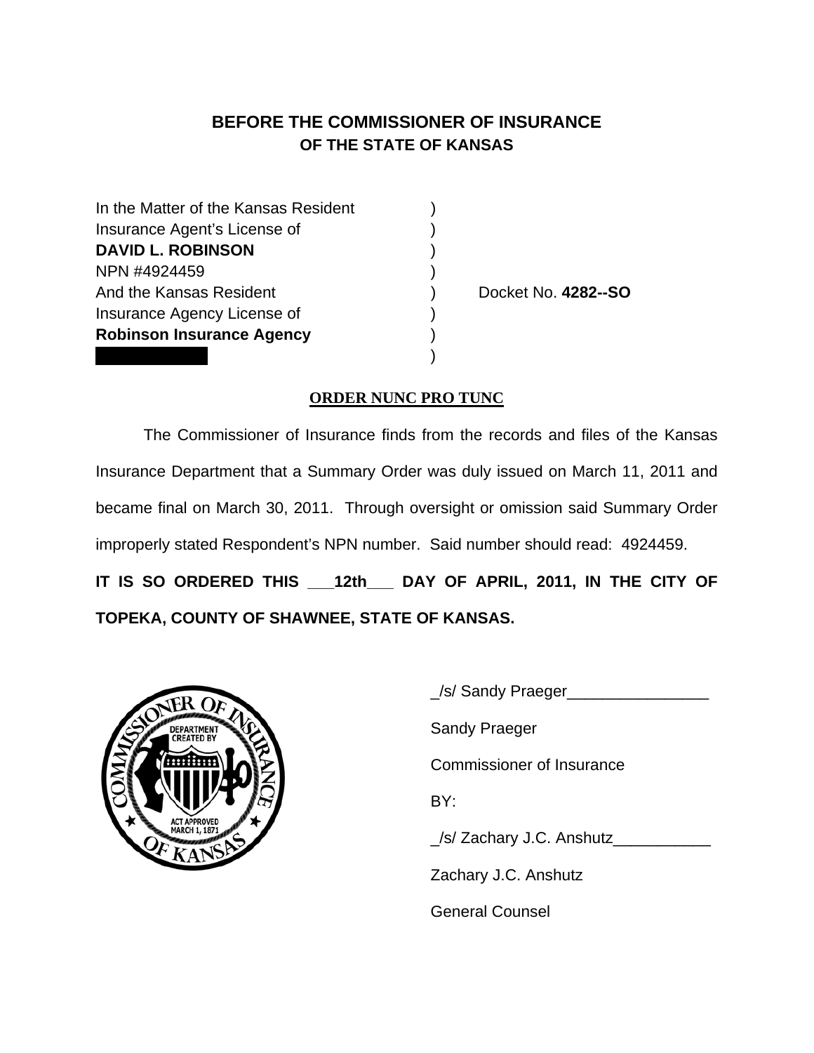# BEFORE THE COMMISSIONER OF INSURANCE
## OF THE STATE OF KANSAS

In the Matter of the Kansas Resident )
Insurance Agent's License of )
**DAVID L. ROBINSON** )
NPN #4924459 )
And the Kansas Resident ) Docket No. **4282--SO**
Insurance Agency License of )
**Robinson Insurance Agency** )
)

**ORDER NUNC PRO TUNC**

The Commissioner of Insurance finds from the records and files of the Kansas Insurance Department that a Summary Order was duly issued on March 11, 2011 and became final on March 30, 2011. Through oversight or omission said Summary Order improperly stated Respondent's NPN number. Said number should read: 4924459.

**IT IS SO ORDERED THIS ___12th___ DAY OF APRIL, 2011, IN THE CITY OF TOPEKA, COUNTY OF SHAWNEE, STATE OF KANSAS.**

_/s/ Sandy Praeger________________
Sandy Praeger
Commissioner of Insurance
BY:

_/s/ Zachary J.C. Anshutz___________
Zachary J.C. Anshutz
General Counsel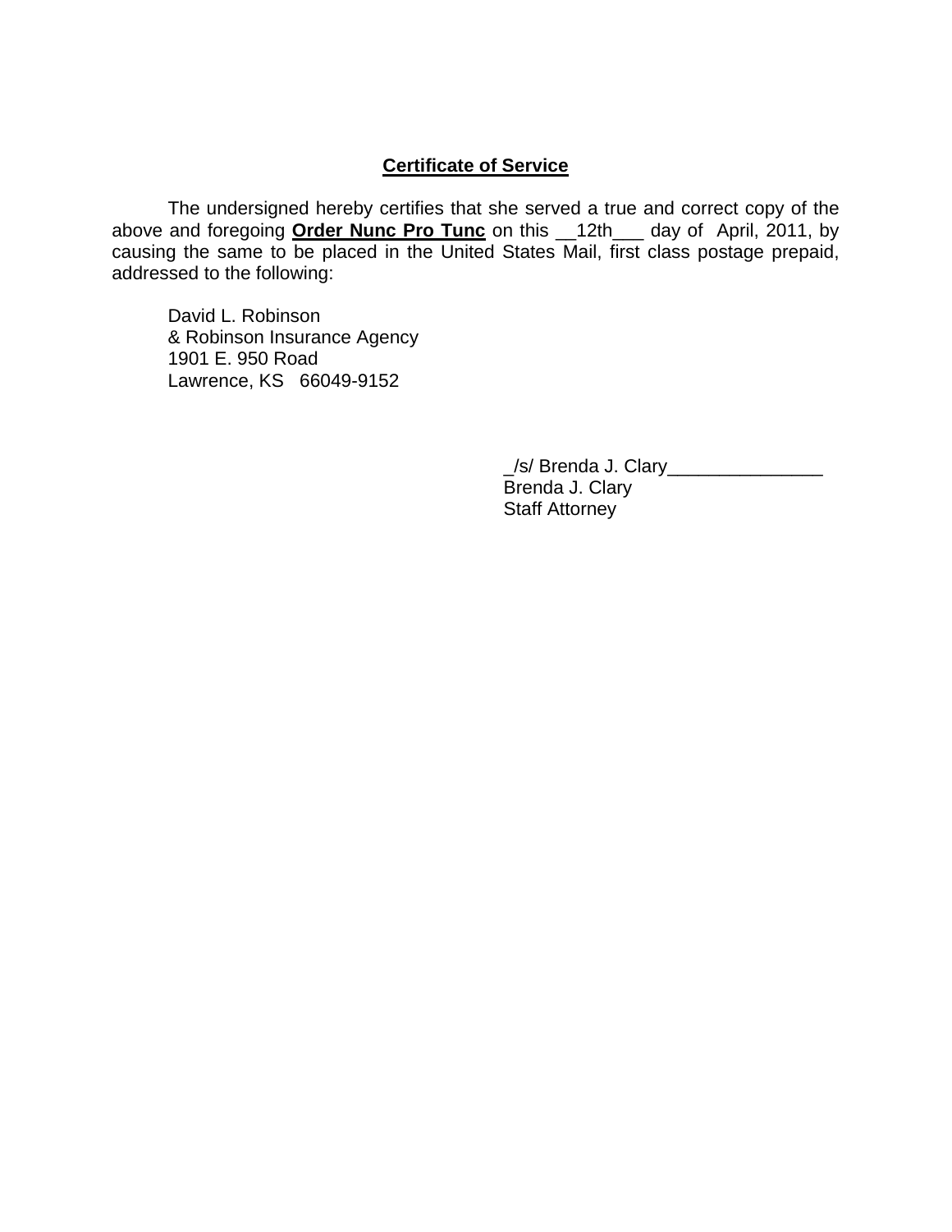**Certificate of Service**

The undersigned hereby certifies that she served a true and correct copy of the above and foregoing **Order Nunc Pro Tunc** on this __12th___ day of April, 2011, by causing the same to be placed in the United States Mail, first class postage prepaid, addressed to the following:

David L. Robinson  
& Robinson Insurance Agency  
1901 E. 950 Road  
Lawrence, KS 66049-9152

_/s/ Brenda J. Clary_______________  
Brenda J. Clary  
Staff Attorney